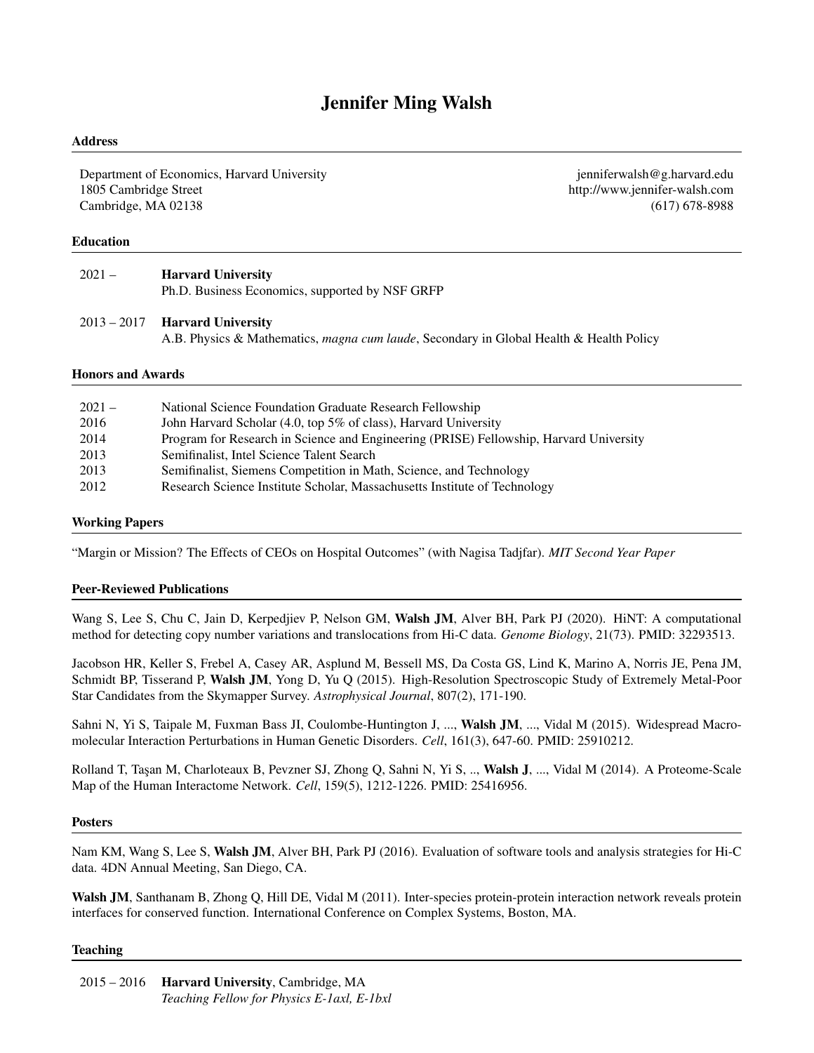# Jennifer Ming Walsh

## Address

Department of Economics, Harvard University
1805 Cambridge Street
Cambridge, MA 02138

jenniferwalsh@g.harvard.edu
http://www.jennifer-walsh.com
(617) 678-8988

## Education

2021 – **Harvard University**
Ph.D. Business Economics, supported by NSF GRFP

2013 – 2017 **Harvard University**
A.B. Physics & Mathematics, *magna cum laude*, Secondary in Global Health & Health Policy

## Honors and Awards

| | |
|---|---|
| 2021 – | National Science Foundation Graduate Research Fellowship |
| 2016 | John Harvard Scholar (4.0, top 5% of class), Harvard University |
| 2014 | Program for Research in Science and Engineering (PRISE) Fellowship, Harvard University |
| 2013 | Semifinalist, Intel Science Talent Search |
| 2013 | Semifinalist, Siemens Competition in Math, Science, and Technology |
| 2012 | Research Science Institute Scholar, Massachusetts Institute of Technology |

## Working Papers

"Margin or Mission? The Effects of CEOs on Hospital Outcomes" (with Nagisa Tadjfar). *MIT Second Year Paper*

## Peer-Reviewed Publications

Wang S, Lee S, Chu C, Jain D, Kerpedjiev P, Nelson GM, **Walsh JM**, Alver BH, Park PJ (2020). HiNT: A computational method for detecting copy number variations and translocations from Hi-C data. *Genome Biology*, 21(73). PMID: 32293513.

Jacobson HR, Keller S, Frebel A, Casey AR, Asplund M, Bessell MS, Da Costa GS, Lind K, Marino A, Norris JE, Pena JM, Schmidt BP, Tisserand P, **Walsh JM**, Yong D, Yu Q (2015). High-Resolution Spectroscopic Study of Extremely Metal-Poor Star Candidates from the Skymapper Survey. *Astrophysical Journal*, 807(2), 171-190.

Sahni N, Yi S, Taipale M, Fuxman Bass JI, Coulombe-Huntington J, ..., **Walsh JM**, ..., Vidal M (2015). Widespread Macromolecular Interaction Perturbations in Human Genetic Disorders. *Cell*, 161(3), 647-60. PMID: 25910212.

Rolland T, Taşan M, Charloteaux B, Pevzner SJ, Zhong Q, Sahni N, Yi S, .., **Walsh J**, ..., Vidal M (2014). A Proteome-Scale Map of the Human Interactome Network. *Cell*, 159(5), 1212-1226. PMID: 25416956.

## Posters

Nam KM, Wang S, Lee S, **Walsh JM**, Alver BH, Park PJ (2016). Evaluation of software tools and analysis strategies for Hi-C data. 4DN Annual Meeting, San Diego, CA.

**Walsh JM**, Santhanam B, Zhong Q, Hill DE, Vidal M (2011). Inter-species protein-protein interaction network reveals protein interfaces for conserved function. International Conference on Complex Systems, Boston, MA.

## Teaching

2015 – 2016 **Harvard University**, Cambridge, MA
*Teaching Fellow for Physics E-1axl, E-1bxl*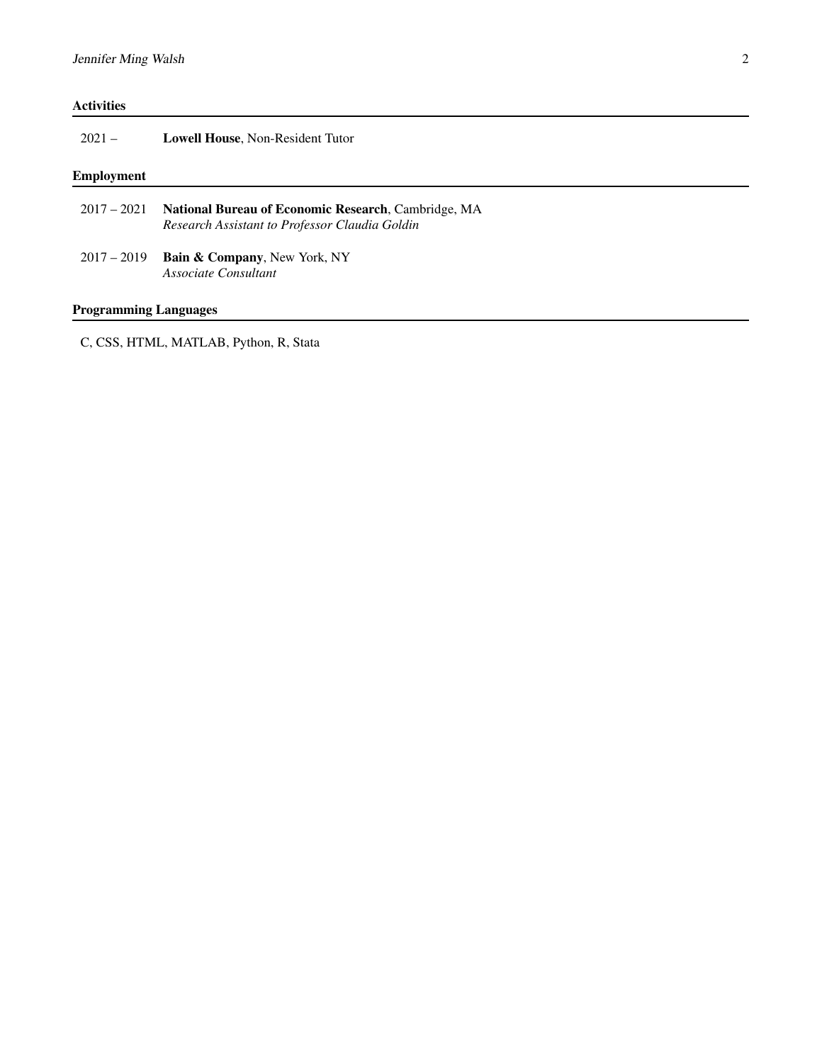## Activities

2021 – **Lowell House**, Non-Resident Tutor

## Employment

2017 – 2021 **National Bureau of Economic Research**, Cambridge, MA
*Research Assistant to Professor Claudia Goldin*

2017 – 2019 **Bain & Company**, New York, NY
*Associate Consultant*

## Programming Languages

C, CSS, HTML, MATLAB, Python, R, Stata